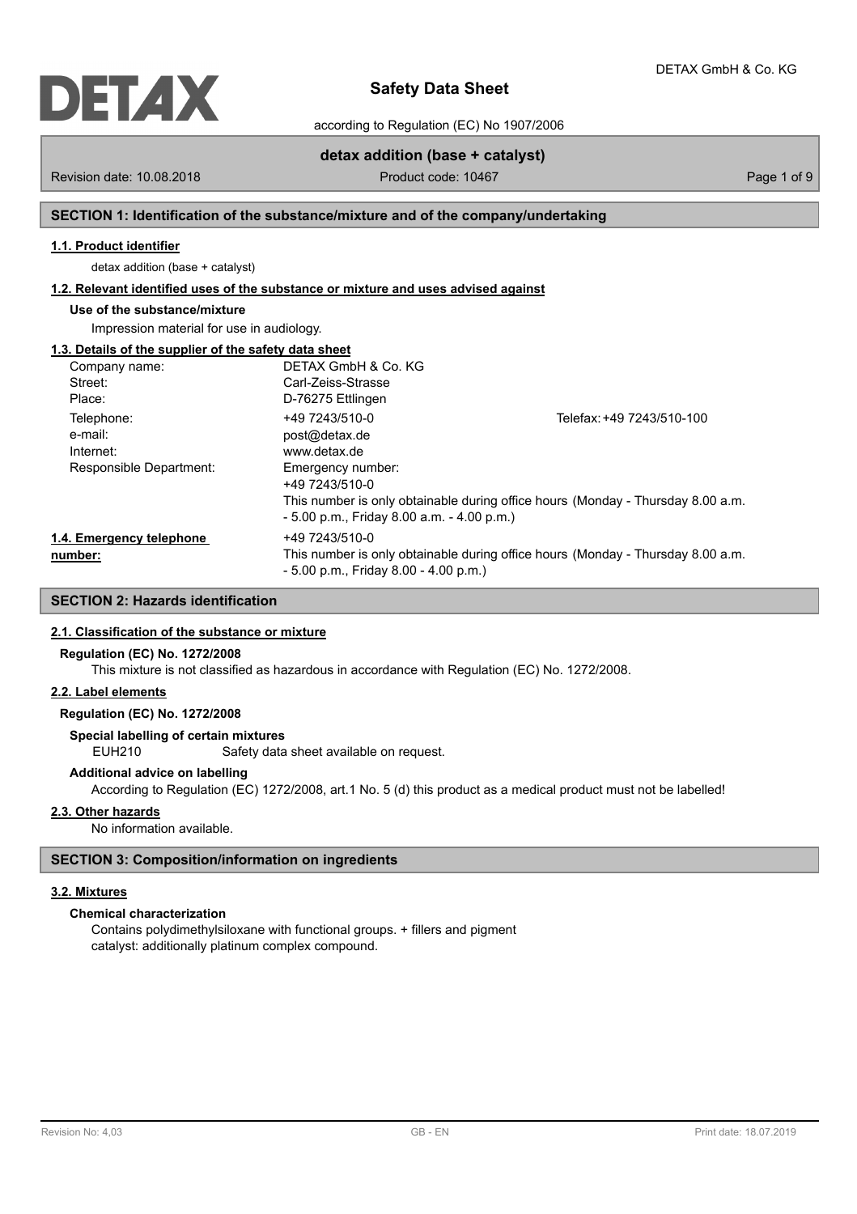# Safety Data Sheet

according to Regulation (EC) No 1907/2006

**detax addition (base + catalyst)**

Revision date: 10.08.2018 Product code: 10467

## SECTION 1: Identification of the substance/mixture and of the company/undertaking

### 1.1. Product identifier

detax addition (base + catalyst)

### 1.2. Relevant identified uses of the substance or mixture and uses advised against

**Use of the substance/mixture**

Impression material for use in audiology.

### 1.3. Details of the supplier of the safety data sheet

| | | |
|---|---|---|
| Company name: | DETAX GmbH & Co. KG | |
| Street: | Carl-Zeiss-Strasse | |
| Place: | D-76275 Ettlingen | |
| Telephone: | +49 7243/510-0 | Telefax: +49 7243/510-100 |
| e-mail: | post@detax.de | |
| Internet: | www.detax.de | |
| Responsible Department: | Emergency number:<br>+49 7243/510-0<br>This number is only obtainable during office hours (Monday - Thursday 8.00 a.m. - 5.00 p.m., Friday 8.00 a.m. - 4.00 p.m.) | |

### 1.4. Emergency telephone number:

+49 7243/510-0
This number is only obtainable during office hours (Monday - Thursday 8.00 a.m. - 5.00 p.m., Friday 8.00 - 4.00 p.m.)

## SECTION 2: Hazards identification

### 2.1. Classification of the substance or mixture

**Regulation (EC) No. 1272/2008**

This mixture is not classified as hazardous in accordance with Regulation (EC) No. 1272/2008.

### 2.2. Label elements

**Regulation (EC) No. 1272/2008**

**Special labelling of certain mixtures**

EUH210 Safety data sheet available on request.

**Additional advice on labelling**

According to Regulation (EC) 1272/2008, art.1 No. 5 (d) this product as a medical product must not be labelled!

### 2.3. Other hazards

No information available.

## SECTION 3: Composition/information on ingredients

### 3.2. Mixtures

**Chemical characterization**

Contains polydimethylsiloxane with functional groups. + fillers and pigment
catalyst: additionally platinum complex compound.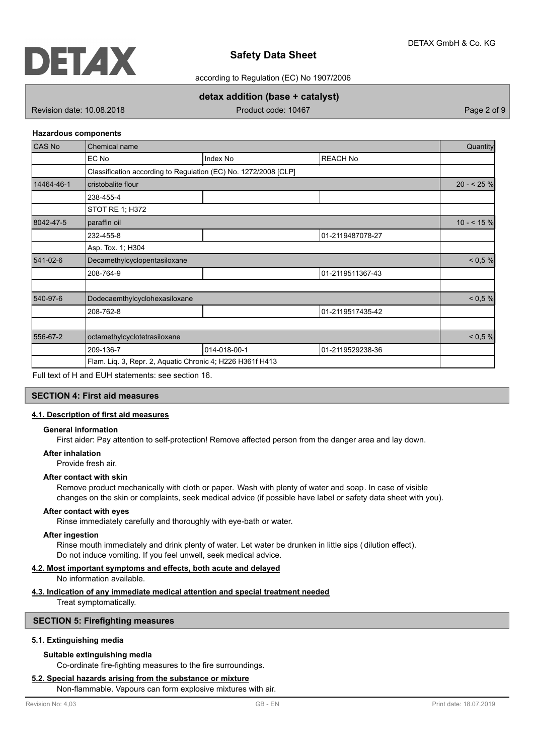### Hazardous components

| CAS No | Chemical name | | | Quantity |
|---|---|---|---|---|
| | EC No | Index No | REACH No | |
| | Classification according to Regulation (EC) No. 1272/2008 [CLP] | | | |
| 14464-46-1 | cristobalite flour | | | 20 - < 25 % |
| | 238-455-4 | | | |
| | STOT RE 1; H372 | | | |
| 8042-47-5 | paraffin oil | | | 10 - < 15 % |
| | 232-455-8 | | 01-2119487078-27 | |
| | Asp. Tox. 1; H304 | | | |
| 541-02-6 | Decamethylcyclopentasiloxane | | | < 0,5 % |
| | 208-764-9 | | 01-2119511367-43 | |
| | | | | |
| 540-97-6 | Dodecaemthylcyclohexasiloxane | | | < 0,5 % |
| | 208-762-8 | | 01-2119517435-42 | |
| | | | | |
| 556-67-2 | octamethylcyclotetrasiloxane | | | < 0,5 % |
| | 209-136-7 | 014-018-00-1 | 01-2119529238-36 | |
| | Flam. Liq. 3, Repr. 2, Aquatic Chronic 4; H226 H361f H413 | | | |

Full text of H and EUH statements: see section 16.

## SECTION 4: First aid measures

### 4.1. Description of first aid measures

**General information**

First aider: Pay attention to self-protection! Remove affected person from the danger area and lay down.

**After inhalation**

Provide fresh air.

**After contact with skin**

Remove product mechanically with cloth or paper. Wash with plenty of water and soap. In case of visible changes on the skin or complaints, seek medical advice (if possible have label or safety data sheet with you).

**After contact with eyes**

Rinse immediately carefully and thoroughly with eye-bath or water.

**After ingestion**

Rinse mouth immediately and drink plenty of water. Let water be drunken in little sips (dilution effect). Do not induce vomiting. If you feel unwell, seek medical advice.

### 4.2. Most important symptoms and effects, both acute and delayed

No information available.

### 4.3. Indication of any immediate medical attention and special treatment needed

Treat symptomatically.

## SECTION 5: Firefighting measures

### 5.1. Extinguishing media

**Suitable extinguishing media**

Co-ordinate fire-fighting measures to the fire surroundings.

### 5.2. Special hazards arising from the substance or mixture

Non-flammable. Vapours can form explosive mixtures with air.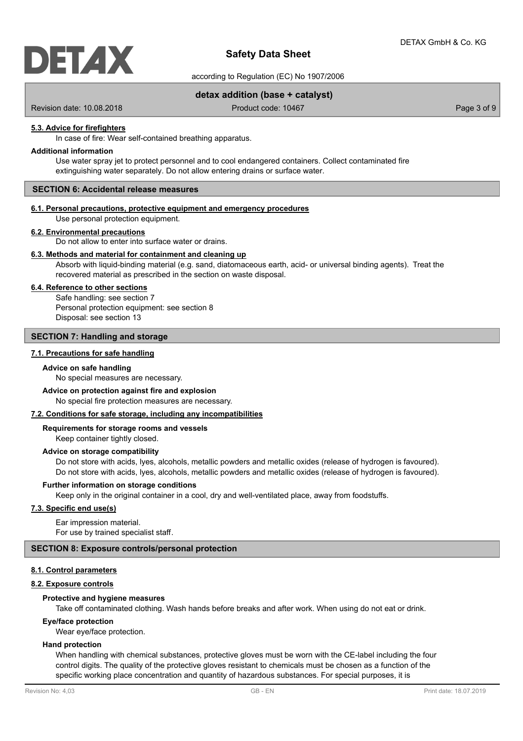### 5.3. Advice for firefighters

In case of fire: Wear self-contained breathing apparatus.

**Additional information**

Use water spray jet to protect personnel and to cool endangered containers. Collect contaminated fire extinguishing water separately. Do not allow entering drains or surface water.

## SECTION 6: Accidental release measures

### 6.1. Personal precautions, protective equipment and emergency procedures

Use personal protection equipment.

### 6.2. Environmental precautions

Do not allow to enter into surface water or drains.

### 6.3. Methods and material for containment and cleaning up

Absorb with liquid-binding material (e.g. sand, diatomaceous earth, acid- or universal binding agents). Treat the recovered material as prescribed in the section on waste disposal.

### 6.4. Reference to other sections

Safe handling: see section 7
Personal protection equipment: see section 8
Disposal: see section 13

## SECTION 7: Handling and storage

### 7.1. Precautions for safe handling

**Advice on safe handling**

No special measures are necessary.

**Advice on protection against fire and explosion**

No special fire protection measures are necessary.

### 7.2. Conditions for safe storage, including any incompatibilities

**Requirements for storage rooms and vessels**

Keep container tightly closed.

**Advice on storage compatibility**

Do not store with acids, lyes, alcohols, metallic powders and metallic oxides (release of hydrogen is favoured).
Do not store with acids, lyes, alcohols, metallic powders and metallic oxides (release of hydrogen is favoured).

**Further information on storage conditions**

Keep only in the original container in a cool, dry and well-ventilated place, away from foodstuffs.

### 7.3. Specific end use(s)

Ear impression material.
For use by trained specialist staff.

## SECTION 8: Exposure controls/personal protection

### 8.1. Control parameters

### 8.2. Exposure controls

**Protective and hygiene measures**

Take off contaminated clothing. Wash hands before breaks and after work. When using do not eat or drink.

**Eye/face protection**

Wear eye/face protection.

**Hand protection**

When handling with chemical substances, protective gloves must be worn with the CE-label including the four control digits. The quality of the protective gloves resistant to chemicals must be chosen as a function of the specific working place concentration and quantity of hazardous substances. For special purposes, it is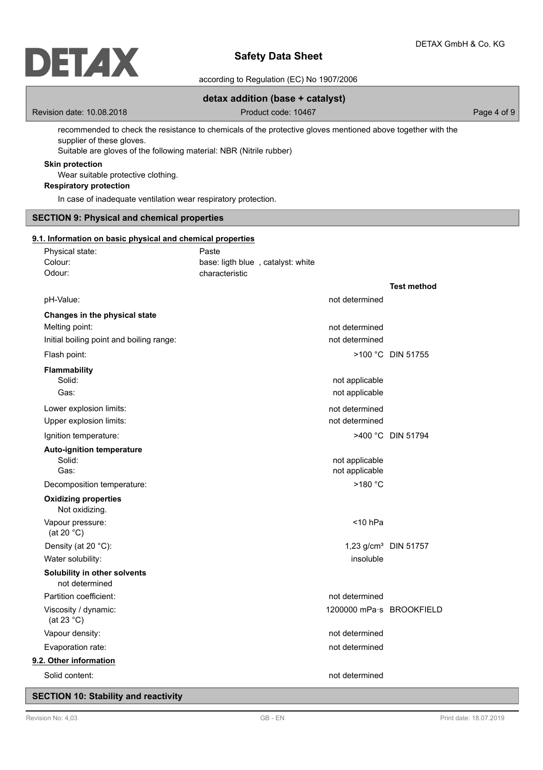recommended to check the resistance to chemicals of the protective gloves mentioned above together with the supplier of these gloves.

Suitable are gloves of the following material: NBR (Nitrile rubber)

**Skin protection**

Wear suitable protective clothing.

**Respiratory protection**

In case of inadequate ventilation wear respiratory protection.

## SECTION 9: Physical and chemical properties

### 9.1. Information on basic physical and chemical properties

| | | |
|---|---|---|
| Physical state: | Paste | |
| Colour: | base: ligth blue , catalyst: white | |
| Odour: | characteristic | |

| | | Test method |
|---|---|---|
| pH-Value: | not determined | |
| **Changes in the physical state** | | |
| Melting point: | not determined | |
| Initial boiling point and boiling range: | not determined | |
| Flash point: | >100 °C | DIN 51755 |
| **Flammability** | | |
| Solid: | not applicable | |
| Gas: | not applicable | |
| Lower explosion limits: | not determined | |
| Upper explosion limits: | not determined | |
| Ignition temperature: | >400 °C | DIN 51794 |
| **Auto-ignition temperature** | | |
| Solid: | not applicable | |
| Gas: | not applicable | |
| Decomposition temperature: | >180 °C | |
| **Oxidizing properties** Not oxidizing. | | |
| Vapour pressure: (at 20 °C) | <10 hPa | |
| Density (at 20 °C): | 1,23 g/cm³ | DIN 51757 |
| Water solubility: | insoluble | |
| **Solubility in other solvents** not determined | | |
| Partition coefficient: | not determined | |
| Viscosity / dynamic: (at 23 °C) | 1200000 mPa·s | BROOKFIELD |
| Vapour density: | not determined | |
| Evaporation rate: | not determined | |

### 9.2. Other information

| | |
|---|---|
| Solid content: | not determined |

## SECTION 10: Stability and reactivity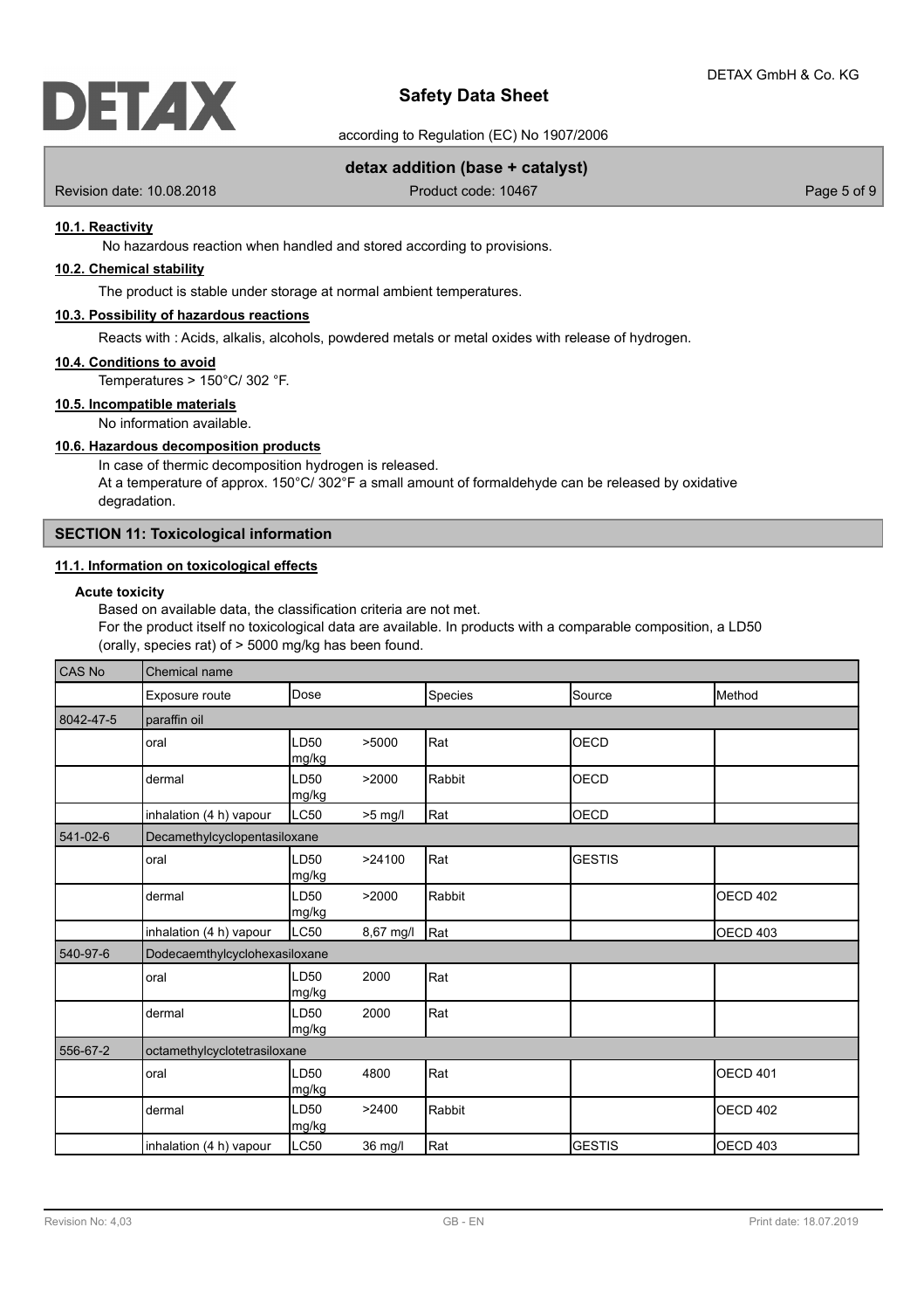#### 10.1. Reactivity

No hazardous reaction when handled and stored according to provisions.

#### 10.2. Chemical stability

The product is stable under storage at normal ambient temperatures.

#### 10.3. Possibility of hazardous reactions

Reacts with : Acids, alkalis, alcohols, powdered metals or metal oxides with release of hydrogen.

#### 10.4. Conditions to avoid

Temperatures > 150°C/ 302 °F.

#### 10.5. Incompatible materials

No information available.

#### 10.6. Hazardous decomposition products

In case of thermic decomposition hydrogen is released.
At a temperature of approx. 150°C/ 302°F a small amount of formaldehyde can be released by oxidative degradation.

## SECTION 11: Toxicological information

#### 11.1. Information on toxicological effects

**Acute toxicity**

Based on available data, the classification criteria are not met.
For the product itself no toxicological data are available. In products with a comparable composition, a LD50 (orally, species rat) of > 5000 mg/kg has been found.

| CAS No | Chemical name | | | | | |
|---|---|---|---|---|---|---|
| | Exposure route | Dose | | Species | Source | Method |
| 8042-47-5 | paraffin oil | | | | | |
| | oral | LD50 mg/kg | >5000 | Rat | OECD | |
| | dermal | LD50 mg/kg | >2000 | Rabbit | OECD | |
| | inhalation (4 h) vapour | LC50 | >5 mg/l | Rat | OECD | |
| 541-02-6 | Decamethylcyclopentasiloxane | | | | | |
| | oral | LD50 mg/kg | >24100 | Rat | GESTIS | |
| | dermal | LD50 mg/kg | >2000 | Rabbit | | OECD 402 |
| | inhalation (4 h) vapour | LC50 | 8,67 mg/l | Rat | | OECD 403 |
| 540-97-6 | Dodecaemthylcyclohexasiloxane | | | | | |
| | oral | LD50 mg/kg | 2000 | Rat | | |
| | dermal | LD50 mg/kg | 2000 | Rat | | |
| 556-67-2 | octamethylcyclotetrasiloxane | | | | | |
| | oral | LD50 mg/kg | 4800 | Rat | | OECD 401 |
| | dermal | LD50 mg/kg | >2400 | Rabbit | | OECD 402 |
| | inhalation (4 h) vapour | LC50 | 36 mg/l | Rat | GESTIS | OECD 403 |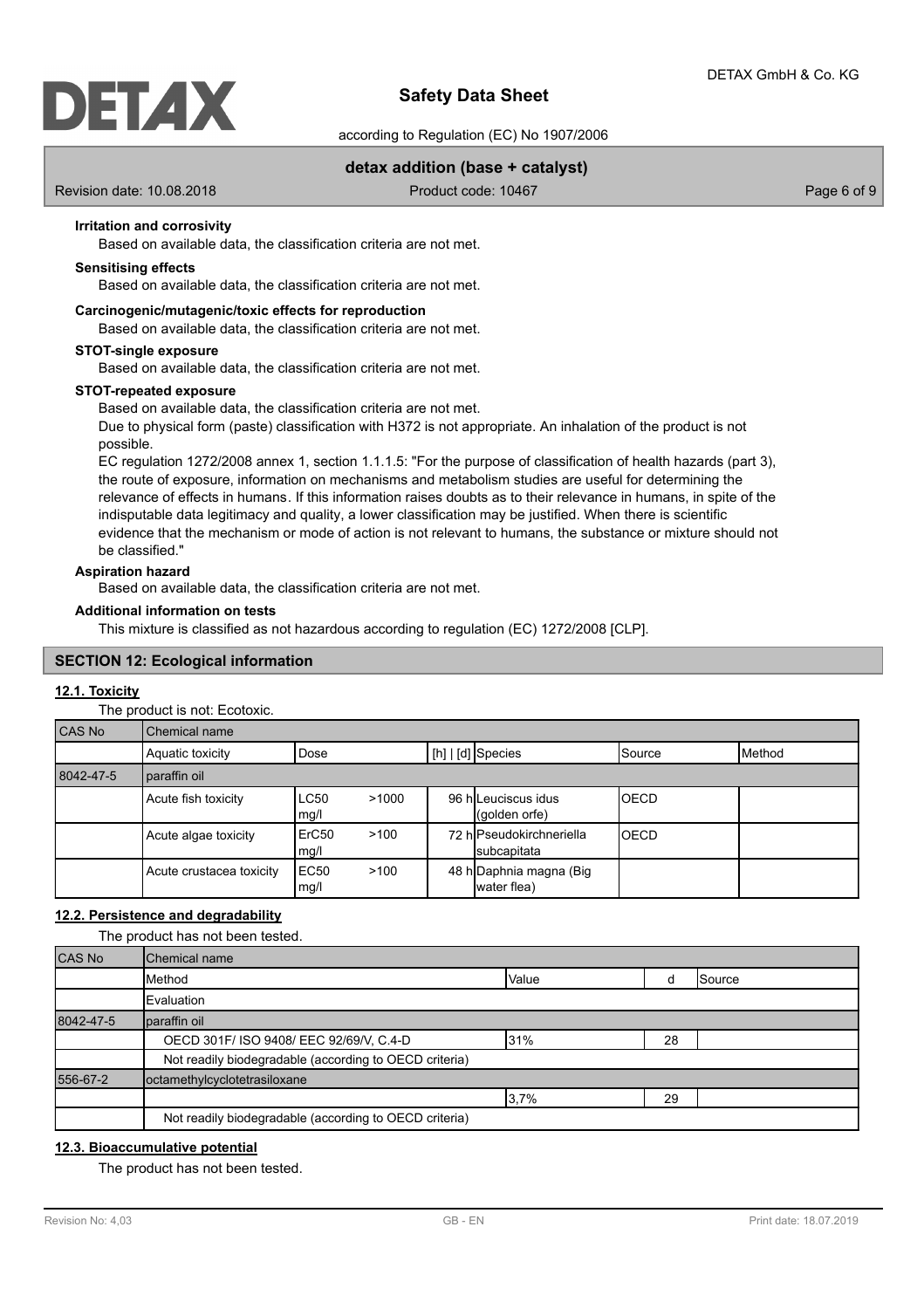**Irritation and corrosivity**

Based on available data, the classification criteria are not met.

**Sensitising effects**

Based on available data, the classification criteria are not met.

**Carcinogenic/mutagenic/toxic effects for reproduction**

Based on available data, the classification criteria are not met.

**STOT-single exposure**

Based on available data, the classification criteria are not met.

**STOT-repeated exposure**

Based on available data, the classification criteria are not met.

Due to physical form (paste) classification with H372 is not appropriate. An inhalation of the product is not possible.

EC regulation 1272/2008 annex 1, section 1.1.1.5: "For the purpose of classification of health hazards (part 3), the route of exposure, information on mechanisms and metabolism studies are useful for determining the relevance of effects in humans. If this information raises doubts as to their relevance in humans, in spite of the indisputable data legitimacy and quality, a lower classification may be justified. When there is scientific evidence that the mechanism or mode of action is not relevant to humans, the substance or mixture should not be classified."

**Aspiration hazard**

Based on available data, the classification criteria are not met.

**Additional information on tests**

This mixture is classified as not hazardous according to regulation (EC) 1272/2008 [CLP].

## SECTION 12: Ecological information

### 12.1. Toxicity

The product is not: Ecotoxic.

| CAS No | Chemical name | | | | | |
|---|---|---|---|---|---|---|
| | Aquatic toxicity | Dose | [h] \| [d] | Species | Source | Method |
| 8042-47-5 | paraffin oil | | | | | |
| | Acute fish toxicity | LC50 >1000 mg/l | 96 h | Leuciscus idus (golden orfe) | OECD | |
| | Acute algae toxicity | ErC50 >100 mg/l | 72 h | Pseudokirchneriella subcapitata | OECD | |
| | Acute crustacea toxicity | EC50 >100 mg/l | 48 h | Daphnia magna (Big water flea) | | |

### 12.2. Persistence and degradability

The product has not been tested.

| CAS No | Chemical name | | | |
|---|---|---|---|---|
| | Method | Value | d | Source |
| | Evaluation | | | |
| 8042-47-5 | paraffin oil | | | |
| | OECD 301F/ ISO 9408/ EEC 92/69/V, C.4-D | 31% | 28 | |
| | Not readily biodegradable (according to OECD criteria) | | | |
| 556-67-2 | octamethylcyclotetrasiloxane | | | |
| | | 3,7% | 29 | |
| | Not readily biodegradable (according to OECD criteria) | | | |

### 12.3. Bioaccumulative potential

The product has not been tested.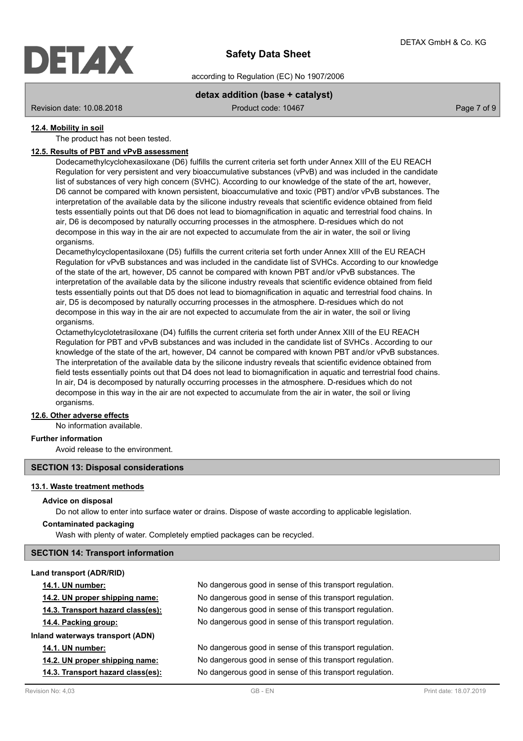#### 12.4. Mobility in soil

The product has not been tested.

#### 12.5. Results of PBT and vPvB assessment

Dodecamethylcyclohexasiloxane (D6) fulfills the current criteria set forth under Annex XIII of the EU REACH Regulation for very persistent and very bioaccumulative substances (vPvB) and was included in the candidate list of substances of very high concern (SVHC). According to our knowledge of the state of the art, however, D6 cannot be compared with known persistent, bioaccumulative and toxic (PBT) and/or vPvB substances. The interpretation of the available data by the silicone industry reveals that scientific evidence obtained from field tests essentially points out that D6 does not lead to biomagnification in aquatic and terrestrial food chains. In air, D6 is decomposed by naturally occurring processes in the atmosphere. D-residues which do not decompose in this way in the air are not expected to accumulate from the air in water, the soil or living organisms.

Decamethylcyclopentasiloxane (D5) fulfills the current criteria set forth under Annex XIII of the EU REACH Regulation for vPvB substances and was included in the candidate list of SVHCs. According to our knowledge of the state of the art, however, D5 cannot be compared with known PBT and/or vPvB substances. The interpretation of the available data by the silicone industry reveals that scientific evidence obtained from field tests essentially points out that D5 does not lead to biomagnification in aquatic and terrestrial food chains. In air, D5 is decomposed by naturally occurring processes in the atmosphere. D-residues which do not decompose in this way in the air are not expected to accumulate from the air in water, the soil or living organisms.

Octamethylcyclotetrasiloxane (D4) fulfills the current criteria set forth under Annex XIII of the EU REACH Regulation for PBT and vPvB substances and was included in the candidate list of SVHCs . According to our knowledge of the state of the art, however, D4 cannot be compared with known PBT and/or vPvB substances. The interpretation of the available data by the silicone industry reveals that scientific evidence obtained from field tests essentially points out that D4 does not lead to biomagnification in aquatic and terrestrial food chains. In air, D4 is decomposed by naturally occurring processes in the atmosphere. D-residues which do not decompose in this way in the air are not expected to accumulate from the air in water, the soil or living organisms.

#### 12.6. Other adverse effects

No information available.

**Further information**

Avoid release to the environment.

## SECTION 13: Disposal considerations

#### 13.1. Waste treatment methods

**Advice on disposal**

Do not allow to enter into surface water or drains. Dispose of waste according to applicable legislation.

**Contaminated packaging**

Wash with plenty of water. Completely emptied packages can be recycled.

## SECTION 14: Transport information

**Land transport (ADR/RID)**

| | |
|---|---|
| **14.1. UN number:** | No dangerous good in sense of this transport regulation. |
| **14.2. UN proper shipping name:** | No dangerous good in sense of this transport regulation. |
| **14.3. Transport hazard class(es):** | No dangerous good in sense of this transport regulation. |
| **14.4. Packing group:** | No dangerous good in sense of this transport regulation. |

**Inland waterways transport (ADN)**

| | |
|---|---|
| **14.1. UN number:** | No dangerous good in sense of this transport regulation. |
| **14.2. UN proper shipping name:** | No dangerous good in sense of this transport regulation. |
| **14.3. Transport hazard class(es):** | No dangerous good in sense of this transport regulation. |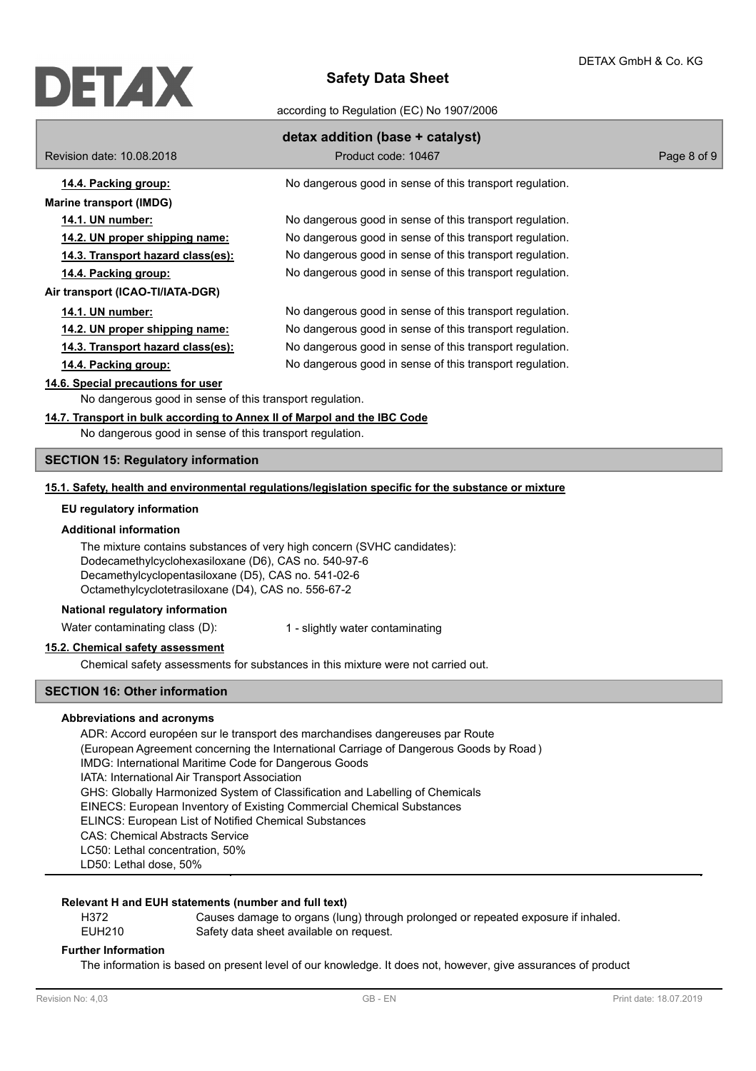**14.4. Packing group:** No dangerous good in sense of this transport regulation.

**Marine transport (IMDG)**

**14.1. UN number:** No dangerous good in sense of this transport regulation.

**14.2. UN proper shipping name:** No dangerous good in sense of this transport regulation.

**14.3. Transport hazard class(es):** No dangerous good in sense of this transport regulation.

**14.4. Packing group:** No dangerous good in sense of this transport regulation.

**Air transport (ICAO-TI/IATA-DGR)**

**14.1. UN number:** No dangerous good in sense of this transport regulation.

**14.2. UN proper shipping name:** No dangerous good in sense of this transport regulation.

**14.3. Transport hazard class(es):** No dangerous good in sense of this transport regulation.

**14.4. Packing group:** No dangerous good in sense of this transport regulation.

**14.6. Special precautions for user**

No dangerous good in sense of this transport regulation.

**14.7. Transport in bulk according to Annex II of Marpol and the IBC Code**

No dangerous good in sense of this transport regulation.

## SECTION 15: Regulatory information

**15.1. Safety, health and environmental regulations/legislation specific for the substance or mixture**

**EU regulatory information**

**Additional information**

The mixture contains substances of very high concern (SVHC candidates):
Dodecamethylcyclohexasiloxane (D6), CAS no. 540-97-6
Decamethylcyclopentasiloxane (D5), CAS no. 541-02-6
Octamethylcyclotetrasiloxane (D4), CAS no. 556-67-2

**National regulatory information**

Water contaminating class (D): 1 - slightly water contaminating

**15.2. Chemical safety assessment**

Chemical safety assessments for substances in this mixture were not carried out.

## SECTION 16: Other information

**Abbreviations and acronyms**

ADR: Accord européen sur le transport des marchandises dangereuses par Route
(European Agreement concerning the International Carriage of Dangerous Goods by Road )
IMDG: International Maritime Code for Dangerous Goods
IATA: International Air Transport Association
GHS: Globally Harmonized System of Classification and Labelling of Chemicals
EINECS: European Inventory of Existing Commercial Chemical Substances
ELINCS: European List of Notified Chemical Substances
CAS: Chemical Abstracts Service
LC50: Lethal concentration, 50%
LD50: Lethal dose, 50%

**Relevant H and EUH statements (number and full text)**

| | |
|---|---|
| H372 | Causes damage to organs (lung) through prolonged or repeated exposure if inhaled. |
| EUH210 | Safety data sheet available on request. |

**Further Information**

The information is based on present level of our knowledge. It does not, however, give assurances of product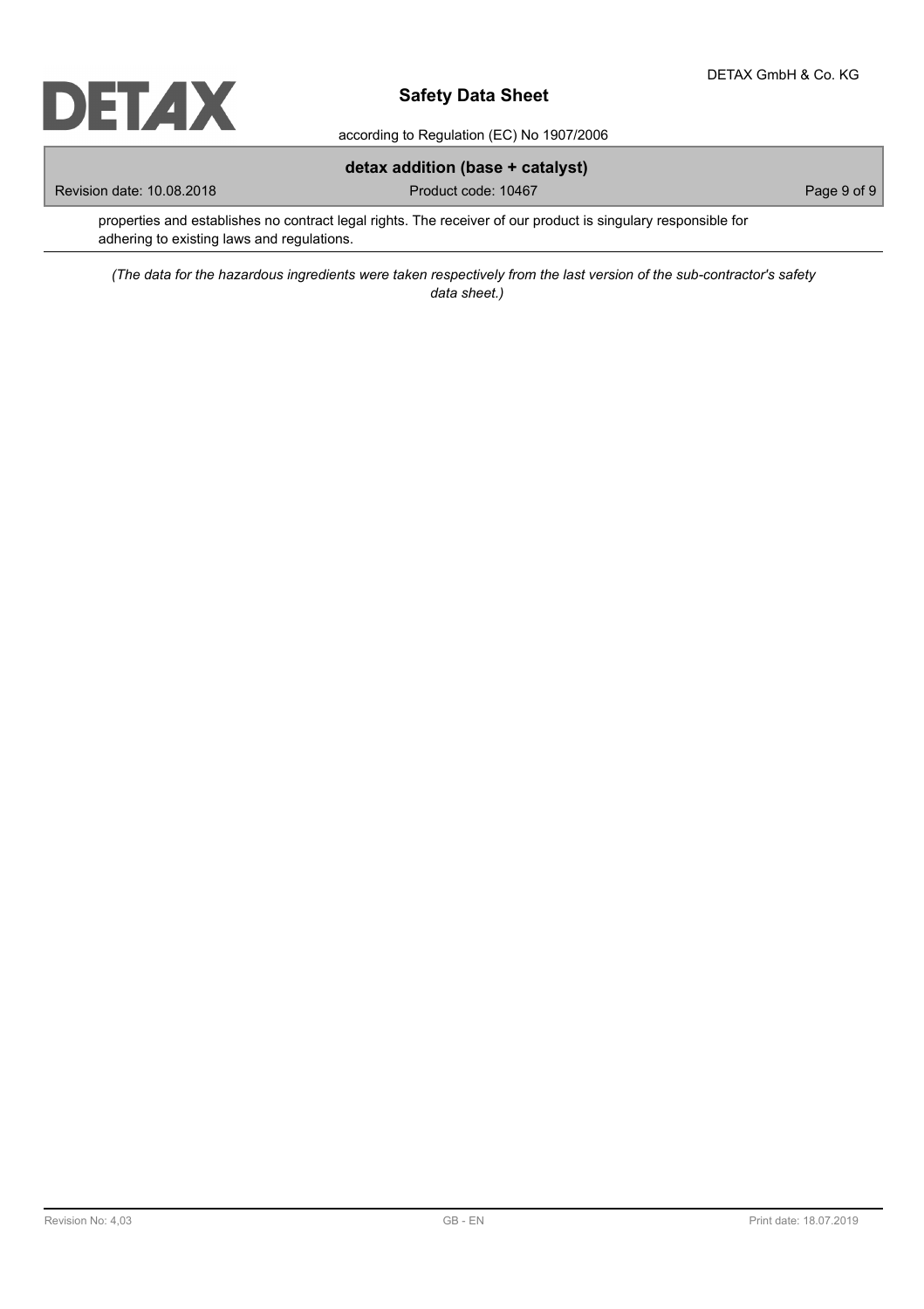properties and establishes no contract legal rights. The receiver of our product is singulary responsible for adhering to existing laws and regulations.

*(The data for the hazardous ingredients were taken respectively from the last version of the sub-contractor's safety data sheet.)*